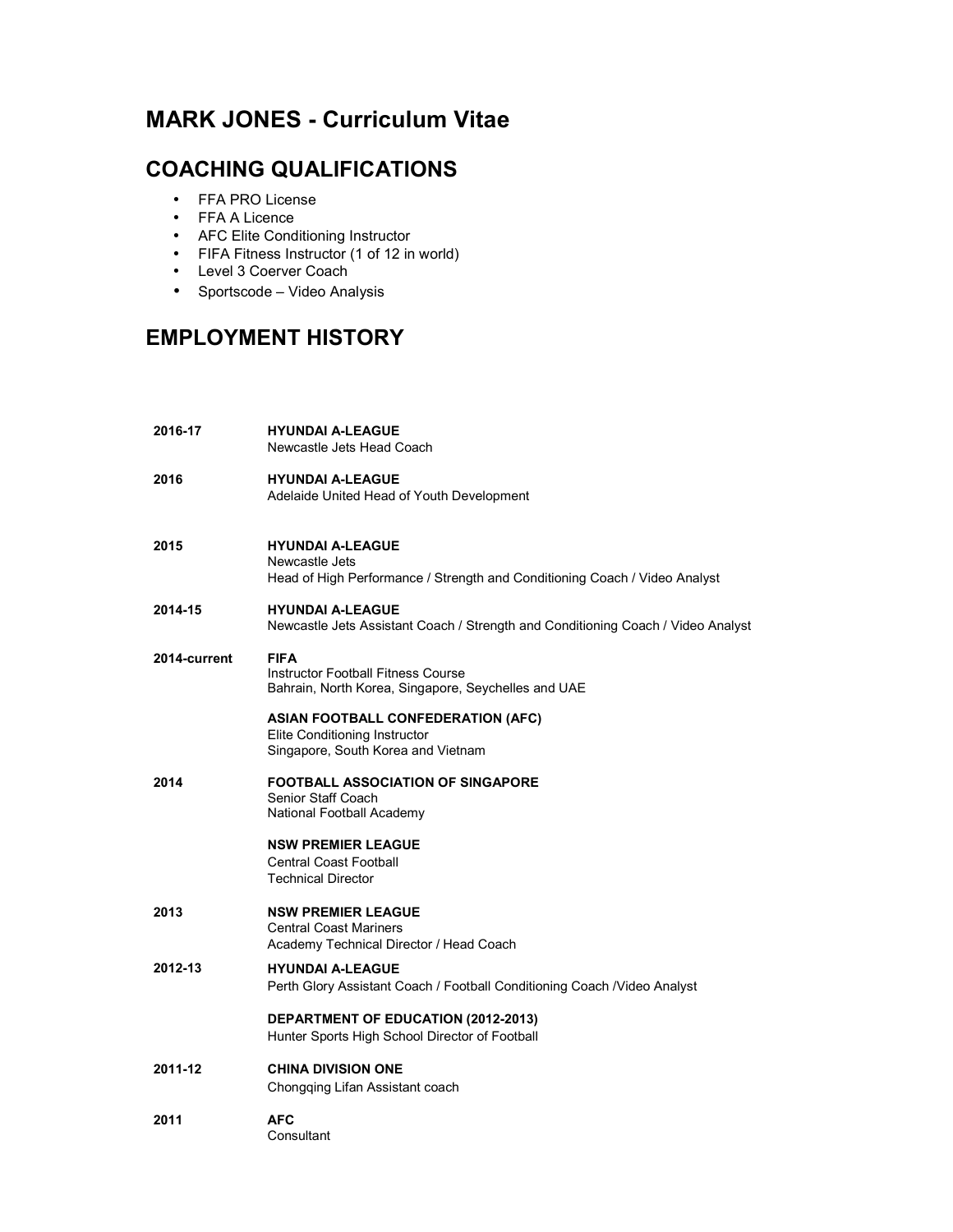# MARK JONES - Curriculum Vitae

## COACHING QUALIFICATIONS

- FFA PRO License
- FFA A Licence
- AFC Elite Conditioning Instructor
- FIFA Fitness Instructor (1 of 12 in world)
- Level 3 Coerver Coach
- Sportscode – Video Analysis

## EMPLOYMENT HISTORY

**2016-17**
**HYUNDAI A-LEAGUE**
Newcastle Jets Head Coach

**2016**
**HYUNDAI A-LEAGUE**
Adelaide United Head of Youth Development

**2015**
**HYUNDAI A-LEAGUE**
Newcastle Jets
Head of High Performance / Strength and Conditioning Coach / Video Analyst

**2014-15**
**HYUNDAI A-LEAGUE**
Newcastle Jets Assistant Coach / Strength and Conditioning Coach / Video Analyst

**2014-current**
**FIFA**
Instructor Football Fitness Course
Bahrain, North Korea, Singapore, Seychelles and UAE

**ASIAN FOOTBALL CONFEDERATION (AFC)**
Elite Conditioning Instructor
Singapore, South Korea and Vietnam

**2014**
**FOOTBALL ASSOCIATION OF SINGAPORE**
Senior Staff Coach
National Football Academy

**NSW PREMIER LEAGUE**
Central Coast Football
Technical Director

**2013**
**NSW PREMIER LEAGUE**
Central Coast Mariners
Academy Technical Director / Head Coach

**2012-13**
**HYUNDAI A-LEAGUE**
Perth Glory Assistant Coach / Football Conditioning Coach /Video Analyst

**DEPARTMENT OF EDUCATION (2012-2013)**
Hunter Sports High School Director of Football

**2011-12**
**CHINA DIVISION ONE**
Chongqing Lifan Assistant coach

**2011**
**AFC**
Consultant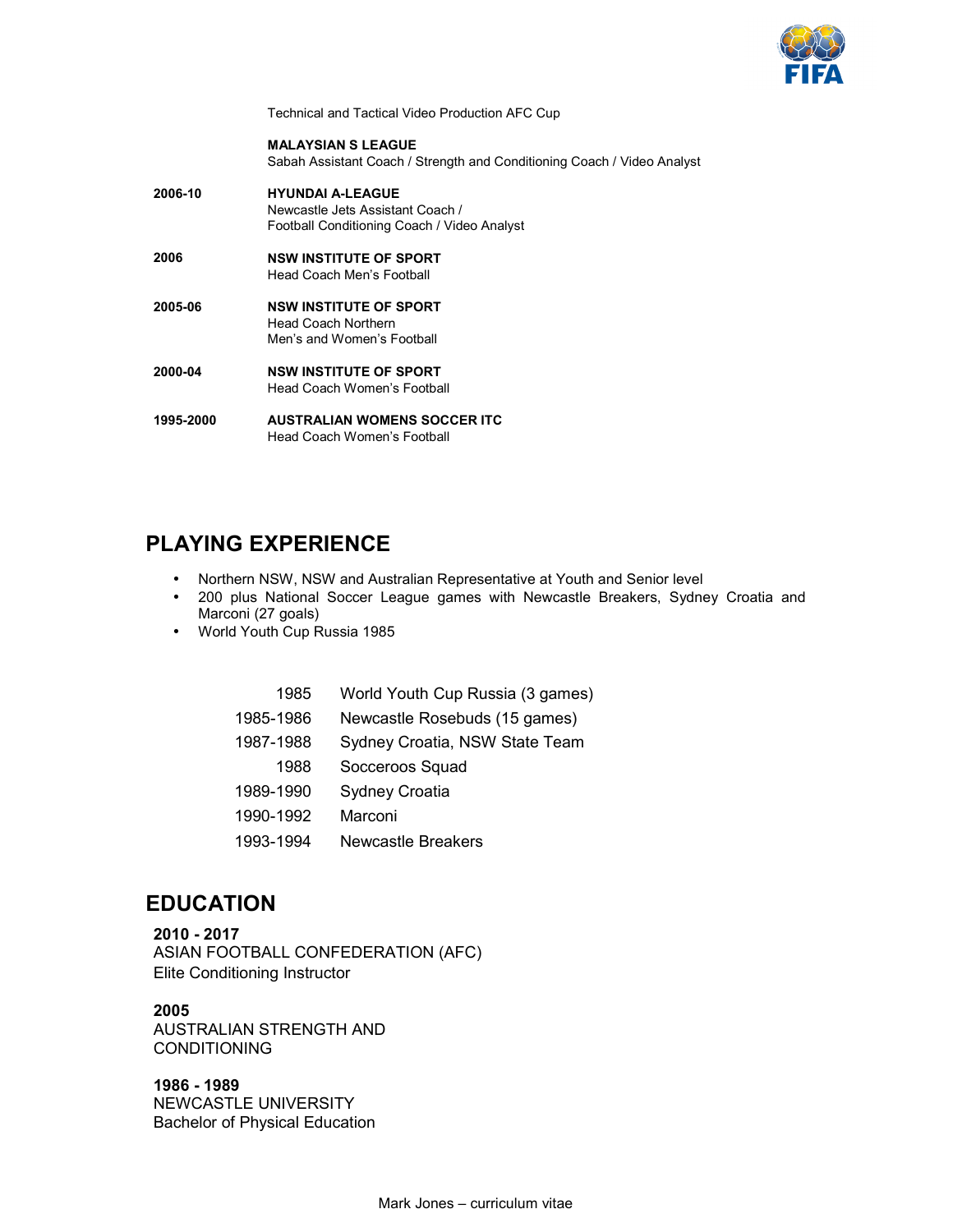Technical and Tactical Video Production AFC Cup

| | | |
|---|---|---|
| | **MALAYSIAN S LEAGUE**<br>Sabah Assistant Coach / Strength and Conditioning Coach / Video Analyst | |
| **2006-10** | **HYUNDAI A-LEAGUE**<br>Newcastle Jets Assistant Coach /<br>Football Conditioning Coach / Video Analyst | |
| **2006** | **NSW INSTITUTE OF SPORT**<br>Head Coach Men's Football | |
| **2005-06** | **NSW INSTITUTE OF SPORT**<br>Head Coach Northern<br>Men's and Women's Football | |
| **2000-04** | **NSW INSTITUTE OF SPORT**<br>Head Coach Women's Football | |
| **1995-2000** | **AUSTRALIAN WOMENS SOCCER ITC**<br>Head Coach Women's Football | |

## PLAYING EXPERIENCE

- Northern NSW, NSW and Australian Representative at Youth and Senior level
- 200 plus National Soccer League games with Newcastle Breakers, Sydney Croatia and Marconi (27 goals)
- World Youth Cup Russia 1985

| | |
|---|---|
| 1985 | World Youth Cup Russia (3 games) |
| 1985-1986 | Newcastle Rosebuds (15 games) |
| 1987-1988 | Sydney Croatia, NSW State Team |
| 1988 | Socceroos Squad |
| 1989-1990 | Sydney Croatia |
| 1990-1992 | Marconi |
| 1993-1994 | Newcastle Breakers |

## EDUCATION

**2010 - 2017**
ASIAN FOOTBALL CONFEDERATION (AFC)
Elite Conditioning Instructor

**2005**
AUSTRALIAN STRENGTH AND CONDITIONING

**1986 - 1989**
NEWCASTLE UNIVERSITY
Bachelor of Physical Education